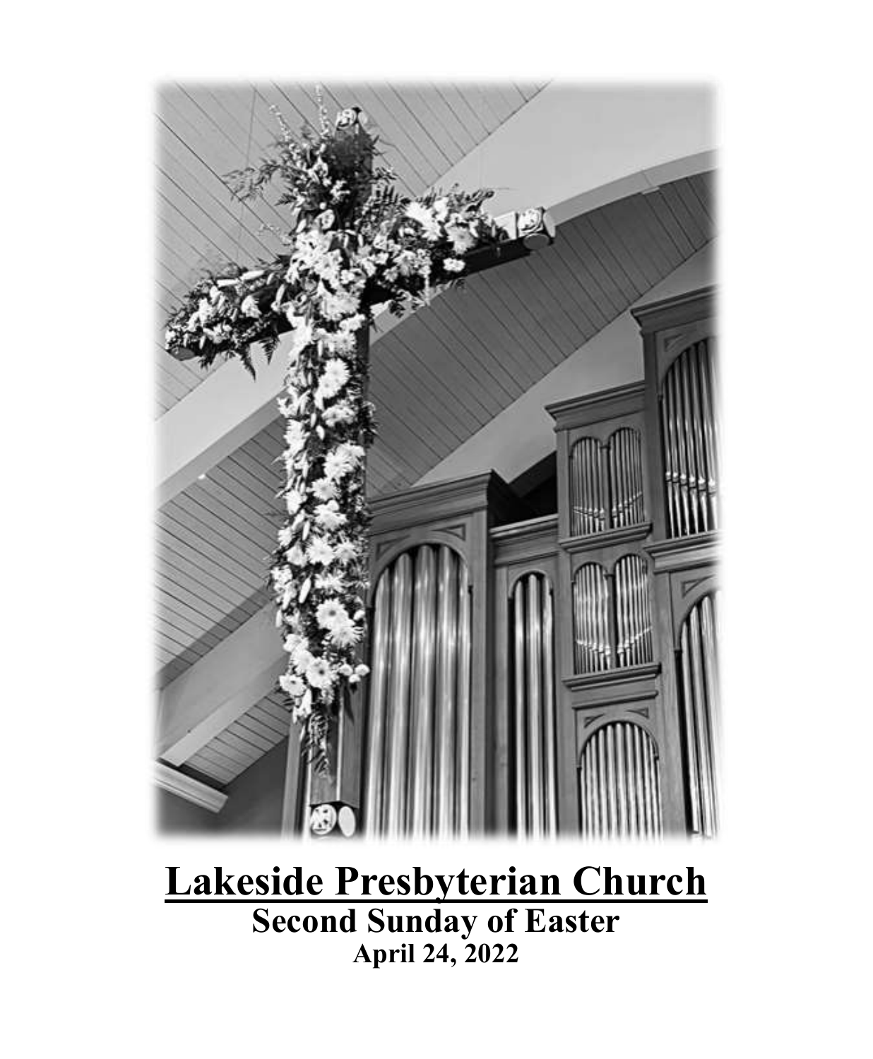# Lakeside Presbyterian Church

## Second Sunday of Easter

### April 24, 2022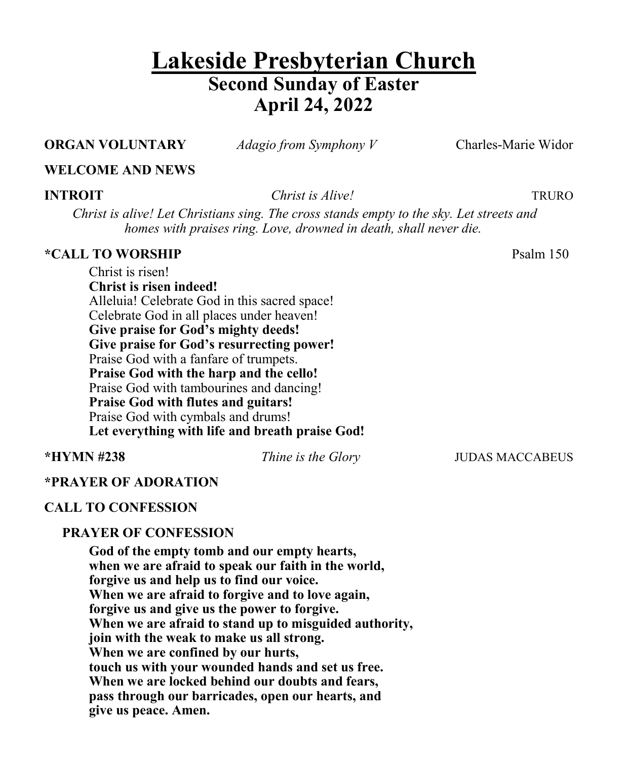# Lakeside Presbyterian Church

## Second Sunday of Easter
## April 24, 2022

**ORGAN VOLUNTARY** *Adagio from Symphony V* Charles-Marie Widor

**WELCOME AND NEWS**

**INTROIT** *Christ is Alive!* TRURO

*Christ is alive! Let Christians sing. The cross stands empty to the sky. Let streets and homes with praises ring. Love, drowned in death, shall never die.*

**\*CALL TO WORSHIP** Psalm 150

Christ is risen!
**Christ is risen indeed!**
Alleluia! Celebrate God in this sacred space!
Celebrate God in all places under heaven!
**Give praise for God's mighty deeds!**
**Give praise for God's resurrecting power!**
Praise God with a fanfare of trumpets.
**Praise God with the harp and the cello!**
Praise God with tambourines and dancing!
**Praise God with flutes and guitars!**
Praise God with cymbals and drums!
**Let everything with life and breath praise God!**

**\*HYMN #238** *Thine is the Glory* JUDAS MACCABEUS

**\*PRAYER OF ADORATION**

**CALL TO CONFESSION**

**PRAYER OF CONFESSION**

**God of the empty tomb and our empty hearts,**
**when we are afraid to speak our faith in the world,**
**forgive us and help us to find our voice.**
**When we are afraid to forgive and to love again,**
**forgive us and give us the power to forgive.**
**When we are afraid to stand up to misguided authority,**
**join with the weak to make us all strong.**
**When we are confined by our hurts,**
**touch us with your wounded hands and set us free.**
**When we are locked behind our doubts and fears,**
**pass through our barricades, open our hearts, and**
**give us peace. Amen.**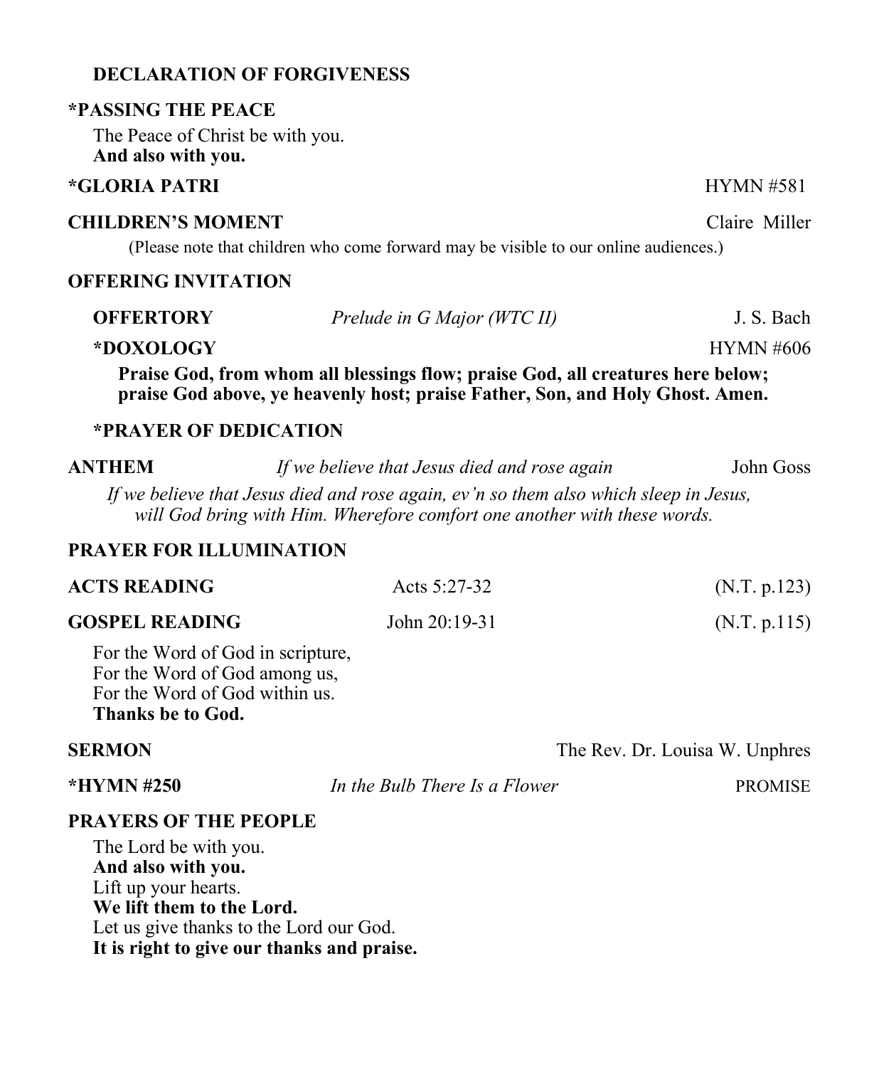**DECLARATION OF FORGIVENESS**

**\*PASSING THE PEACE**

The Peace of Christ be with you.
**And also with you.**

**\*GLORIA PATRI** HYMN #581

**CHILDREN'S MOMENT** Claire Miller

(Please note that children who come forward may be visible to our online audiences.)

**OFFERING INVITATION**

**OFFERTORY** *Prelude in G Major (WTC II)* J. S. Bach

**\*DOXOLOGY** HYMN #606

**Praise God, from whom all blessings flow; praise God, all creatures here below; praise God above, ye heavenly host; praise Father, Son, and Holy Ghost. Amen.**

**\*PRAYER OF DEDICATION**

**ANTHEM** *If we believe that Jesus died and rose again* John Goss

*If we believe that Jesus died and rose again, ev'n so them also which sleep in Jesus, will God bring with Him. Wherefore comfort one another with these words.*

**PRAYER FOR ILLUMINATION**

**ACTS READING** Acts 5:27-32 (N.T. p.123)

**GOSPEL READING** John 20:19-31 (N.T. p.115)

For the Word of God in scripture,
For the Word of God among us,
For the Word of God within us.
**Thanks be to God.**

**SERMON** The Rev. Dr. Louisa W. Unphres

**\*HYMN #250** *In the Bulb There Is a Flower* PROMISE

**PRAYERS OF THE PEOPLE**

The Lord be with you.
**And also with you.**
Lift up your hearts.
**We lift them to the Lord.**
Let us give thanks to the Lord our God.
**It is right to give our thanks and praise.**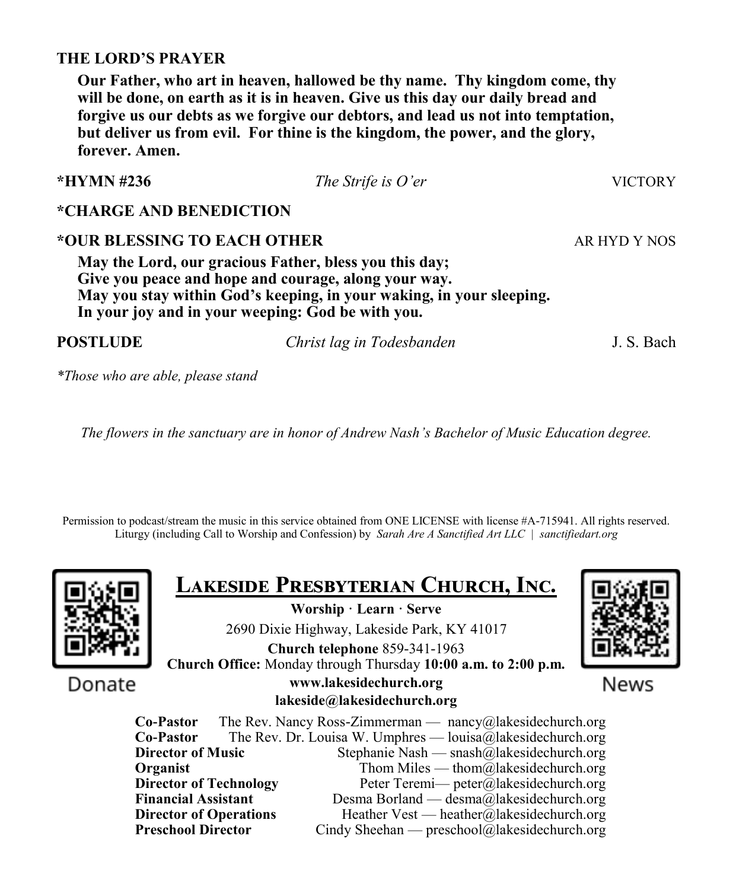**THE LORD'S PRAYER**

**Our Father, who art in heaven, hallowed be thy name. Thy kingdom come, thy will be done, on earth as it is in heaven. Give us this day our daily bread and forgive us our debts as we forgive our debtors, and lead us not into temptation, but deliver us from evil. For thine is the kingdom, the power, and the glory, forever. Amen.**

**\*HYMN #236** *The Strife is O'er* VICTORY

**\*CHARGE AND BENEDICTION**

**\*OUR BLESSING TO EACH OTHER** AR HYD Y NOS

**May the Lord, our gracious Father, bless you this day;**
**Give you peace and hope and courage, along your way.**
**May you stay within God's keeping, in your waking, in your sleeping.**
**In your joy and in your weeping: God be with you.**

**POSTLUDE** *Christ lag in Todesbanden* J. S. Bach

*\*Those who are able, please stand*

*The flowers in the sanctuary are in honor of Andrew Nash's Bachelor of Music Education degree.*

Permission to podcast/stream the music in this service obtained from ONE LICENSE with license #A-715941. All rights reserved. Liturgy (including Call to Worship and Confession) by *Sarah Are A Sanctified Art LLC | sanctifiedart.org*

Donate

## LAKESIDE PRESBYTERIAN CHURCH, INC.

**Worship · Learn · Serve**

2690 Dixie Highway, Lakeside Park, KY 41017

**Church telephone** 859-341-1963

**Church Office:** Monday through Thursday **10:00 a.m. to 2:00 p.m.**

**www.lakesidechurch.org**

**lakeside@lakesidechurch.org**

News

**Co-Pastor** The Rev. Nancy Ross-Zimmerman — nancy@lakesidechurch.org
**Co-Pastor** The Rev. Dr. Louisa W. Umphres — louisa@lakesidechurch.org
**Director of Music** Stephanie Nash — snash@lakesidechurch.org
**Organist** Thom Miles — thom@lakesidechurch.org
**Director of Technology** Peter Teremi— peter@lakesidechurch.org
**Financial Assistant** Desma Borland — desma@lakesidechurch.org
**Director of Operations** Heather Vest — heather@lakesidechurch.org
**Preschool Director** Cindy Sheehan — preschool@lakesidechurch.org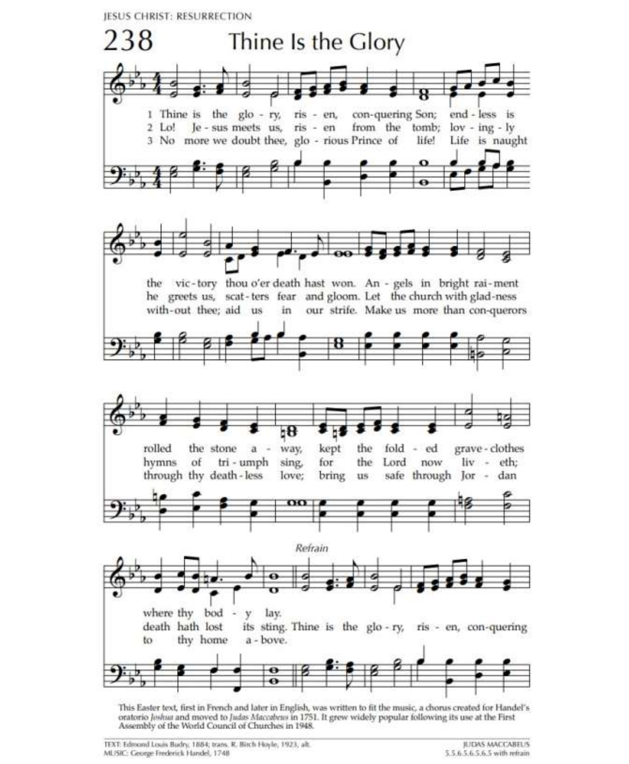JESUS CHRIST: RESURRECTION

# 238 Thine Is the Glory

1 Thine is the glo - ry, ris - en, con-quering Son; end - less is the vic - tory thou o'er death hast won. An - gels in bright rai - ment rolled the stone a - way, kept the fold - ed grave - clothes where thy bod - y lay.

2 Lo! Je - sus meets us, ris - en from the tomb; lov - ing - ly he greets us, scat - ters fear and gloom. Let the church with glad - ness hymns of tri - umph sing, for the Lord now liv - eth; death hath lost its sting.

3 No more we doubt thee, glo - rious Prince of life! Life is naught with - out thee; aid us in our strife. Make us more than con - querors through thy death - less love; bring us safe through Jor - dan to thy home a - bove.

*Refrain*

Thine is the glo - ry, ris - en, con-quering

This Easter text, first in French and later in English, was written to fit the music, a chorus created for Handel's oratorio *Joshua* and moved to *Judas Maccabeus* in 1751. It grew widely popular following its use at the First Assembly of the World Council of Churches in 1948.

TEXT: Edmond Louis Budry, 1884; trans. R. Birch Hoyle, 1923, alt.
MUSIC: George Frederick Handel, 1748

JUDAS MACCABEUS
5.5.6.5.6.5.6.5 with refrain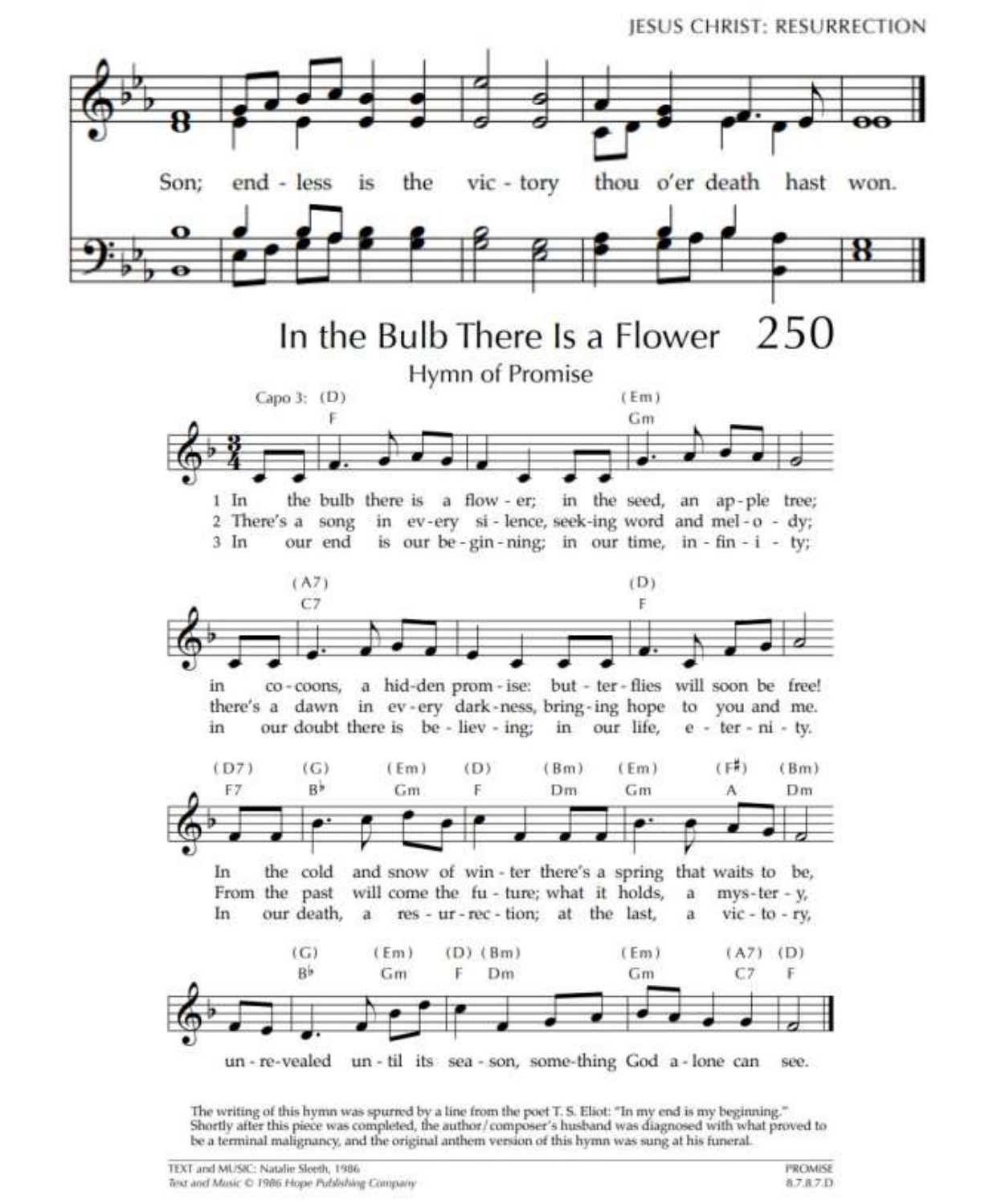Son; end - less is the vic - tory thou o'er death hast won.

# 250 In the Bulb There Is a Flower

## Hymn of Promise

Capo 3: (D) F — (Em) Gm

1 In the bulb there is a flow - er; in the seed, an ap - ple tree;
in co - coons, a hid - den prom - ise: but - ter - flies will soon be free!
In the cold and snow of win - ter there's a spring that waits to be,
un - re - vealed un - til its sea - son, some - thing God a - lone can see.

2 There's a song in ev - ery si - lence, seek - ing word and mel - o - dy;
there's a dawn in ev - ery dark - ness, bring - ing hope to you and me.
From the past will come the fu - ture; what it holds, a mys - ter - y,
un - re - vealed un - til its sea - son, some - thing God a - lone can see.

3 In our end is our be - gin - ning; in our time, in - fin - i - ty;
in our doubt there is be - liev - ing; in our life, e - ter - ni - ty.
In our death, a res - ur - rec - tion; at the last, a vic - to - ry,
un - re - vealed un - til its sea - son, some - thing God a - lone can see.

The writing of this hymn was spurred by a line from the poet T. S. Eliot: "In my end is my beginning." Shortly after this piece was completed, the author/composer's husband was diagnosed with what proved to be a terminal malignancy, and the original anthem version of this hymn was sung at his funeral.

TEXT and MUSIC: Natalie Sleeth, 1986
*Text and Music © 1986 Hope Publishing Company*

PROMISE
8.7.8.7.D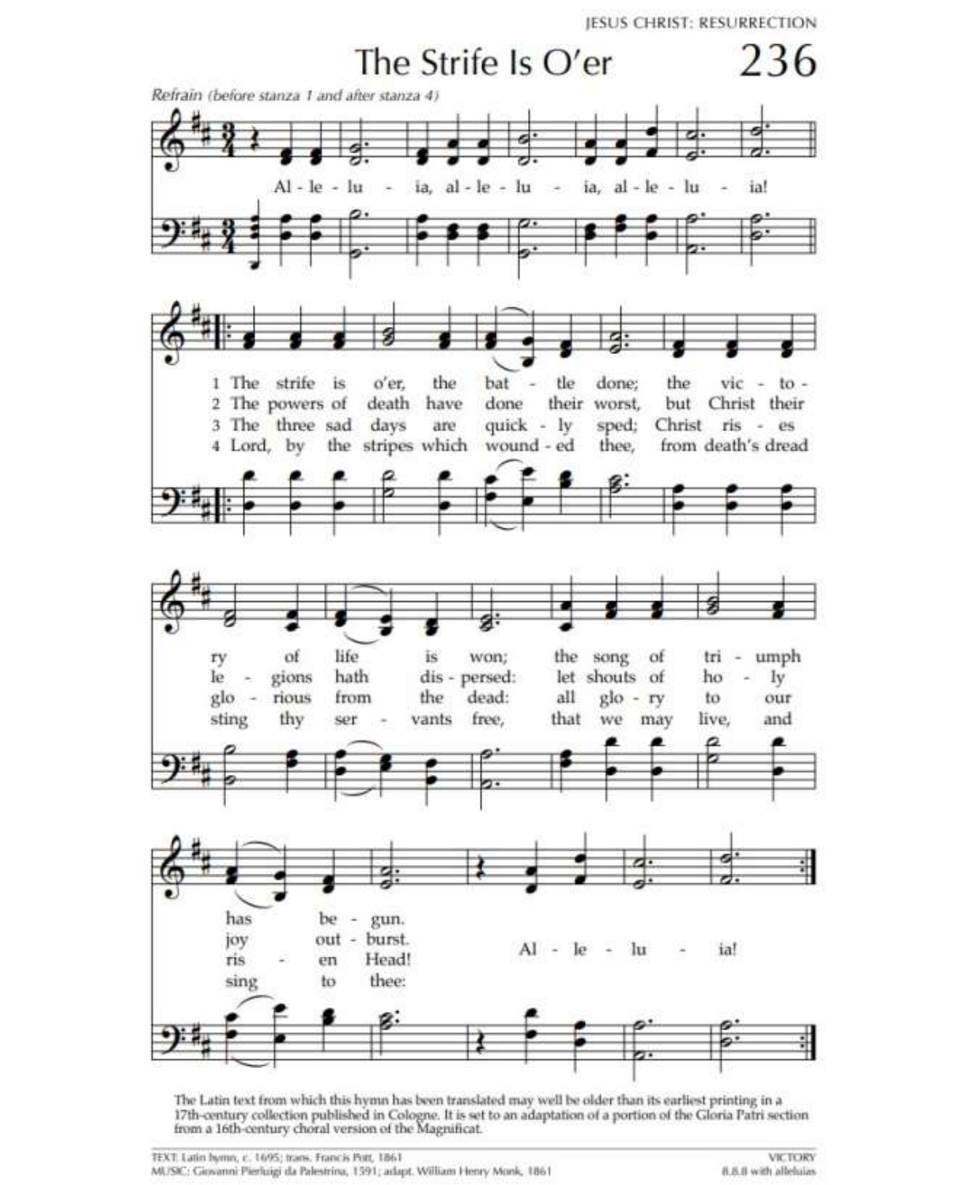JESUS CHRIST: RESURRECTION

# The Strife Is O'er

236

*Refrain (before stanza 1 and after stanza 4)*

Alleluia, alleluia, alleluia!

1 The strife is o'er, the battle done; the victory of life is won; the song of triumph has begun. Alleluia!

2 The powers of death have done their worst, but Christ their legions hath dispersed: let shouts of holy joy outburst. Alleluia!

3 The three sad days are quickly sped; Christ rises glorious from the dead: all glory to our risen Head! Alleluia!

4 Lord, by the stripes which wounded thee, from death's dread sting thy servants free, that we may live, and sing to thee: Alleluia!

The Latin text from which this hymn has been translated may well be older than its earliest printing in a 17th-century collection published in Cologne. It is set to an adaptation of a portion of the Gloria Patri section from a 16th-century choral version of the Magnificat.

TEXT: Latin hymn, c. 1695; trans. Francis Pott, 1861
MUSIC: Giovanni Pierluigi da Palestrina, 1591; adapt. William Henry Monk, 1861

VICTORY
8.8.8 with alleluias